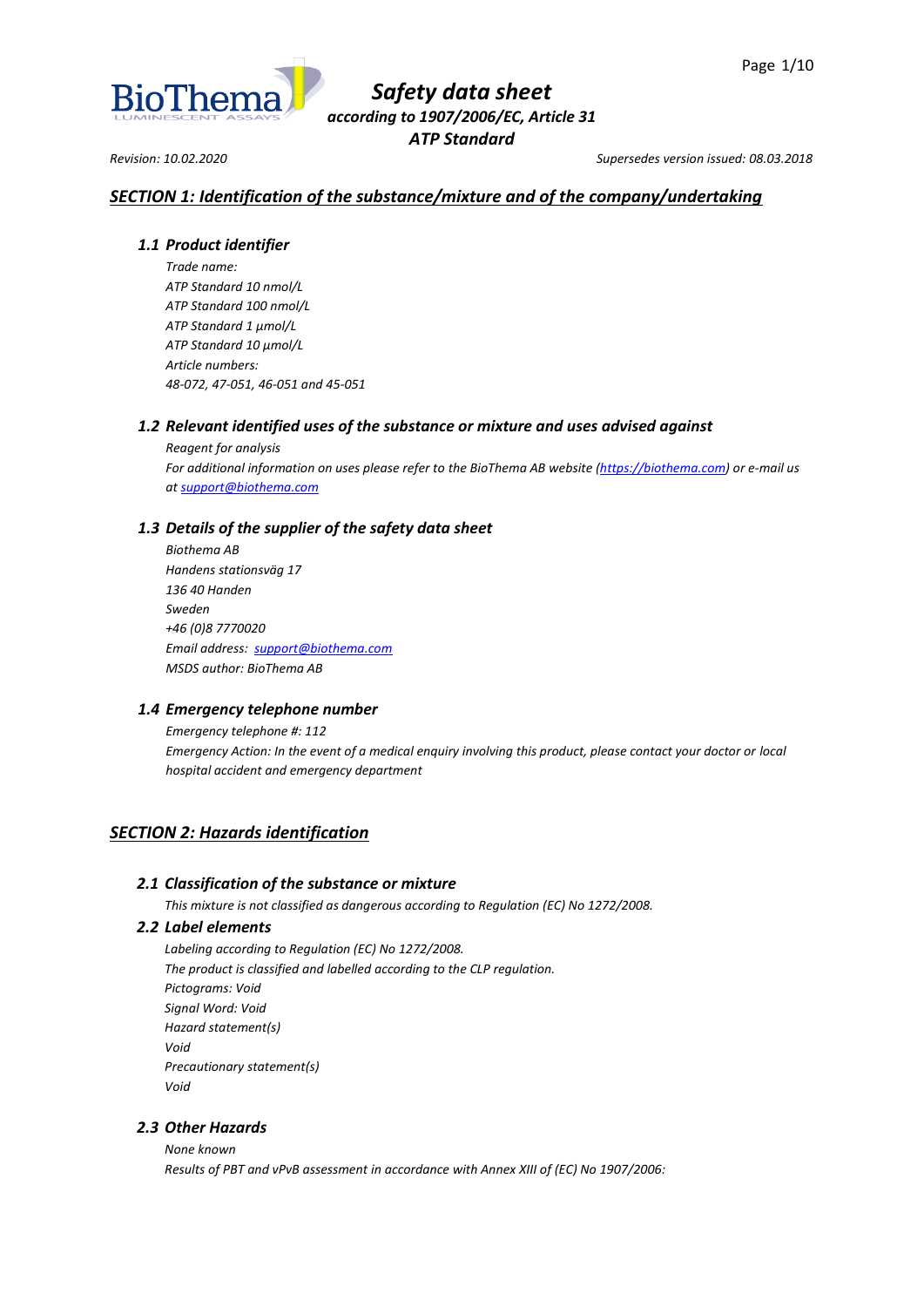# Safety data sheet

*according to 1907/2006/EC, Article 31*

**ATP Standard**

*Revision: 10.02.2020* *Supersedes version issued: 08.03.2018*

## SECTION 1: Identification of the substance/mixture and of the company/undertaking

### 1.1 Product identifier

*Trade name:*
*ATP Standard 10 nmol/L*
*ATP Standard 100 nmol/L*
*ATP Standard 1 µmol/L*
*ATP Standard 10 µmol/L*
*Article numbers:*
*48-072, 47-051, 46-051 and 45-051*

### 1.2 Relevant identified uses of the substance or mixture and uses advised against

*Reagent for analysis*

*For additional information on uses please refer to the BioThema AB website (https://biothema.com) or e-mail us at support@biothema.com*

### 1.3 Details of the supplier of the safety data sheet

*Biothema AB*
*Handens stationsväg 17*
*136 40 Handen*
*Sweden*
*+46 (0)8 7770020*
*Email address: support@biothema.com*
*MSDS author: BioThema AB*

### 1.4 Emergency telephone number

*Emergency telephone #: 112*

*Emergency Action: In the event of a medical enquiry involving this product, please contact your doctor or local hospital accident and emergency department*

## SECTION 2: Hazards identification

### 2.1 Classification of the substance or mixture

*This mixture is not classified as dangerous according to Regulation (EC) No 1272/2008.*

### 2.2 Label elements

*Labeling according to Regulation (EC) No 1272/2008.*
*The product is classified and labelled according to the CLP regulation.*
*Pictograms: Void*
*Signal Word: Void*
*Hazard statement(s)*
*Void*
*Precautionary statement(s)*
*Void*

### 2.3 Other Hazards

*None known*

*Results of PBT and vPvB assessment in accordance with Annex XIII of (EC) No 1907/2006:*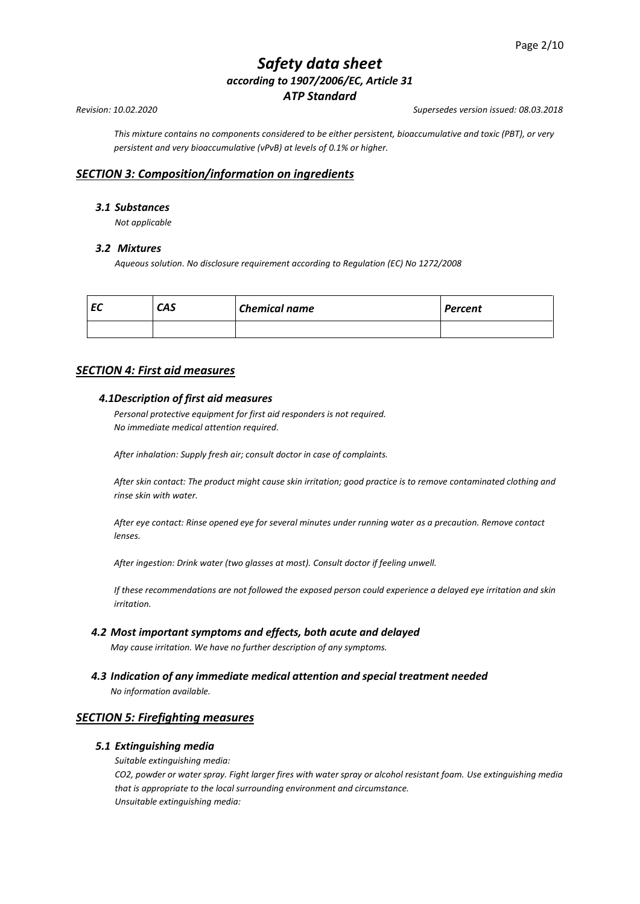# Safety data sheet
### according to 1907/2006/EC, Article 31
### ATP Standard

*Revision: 10.02.2020* *Supersedes version issued: 08.03.2018*

*This mixture contains no components considered to be either persistent, bioaccumulative and toxic (PBT), or very persistent and very bioaccumulative (vPvB) at levels of 0.1% or higher.*

## SECTION 3: Composition/information on ingredients

### 3.1 Substances

*Not applicable*

### 3.2 Mixtures

*Aqueous solution. No disclosure requirement according to Regulation (EC) No 1272/2008*

| EC | CAS | Chemical name | Percent |
|---|---|---|---|
| | | | |

## SECTION 4: First aid measures

### 4.1 Description of first aid measures

*Personal protective equipment for first aid responders is not required.*
*No immediate medical attention required.*

*After inhalation: Supply fresh air; consult doctor in case of complaints.*

*After skin contact: The product might cause skin irritation; good practice is to remove contaminated clothing and rinse skin with water.*

*After eye contact: Rinse opened eye for several minutes under running water as a precaution. Remove contact lenses.*

*After ingestion: Drink water (two glasses at most). Consult doctor if feeling unwell.*

*If these recommendations are not followed the exposed person could experience a delayed eye irritation and skin irritation.*

### 4.2 Most important symptoms and effects, both acute and delayed

*May cause irritation. We have no further description of any symptoms.*

### 4.3 Indication of any immediate medical attention and special treatment needed

*No information available.*

## SECTION 5: Firefighting measures

### 5.1 Extinguishing media

*Suitable extinguishing media:*
*$CO_2$, powder or water spray. Fight larger fires with water spray or alcohol resistant foam. Use extinguishing media that is appropriate to the local surrounding environment and circumstance.*
*Unsuitable extinguishing media:*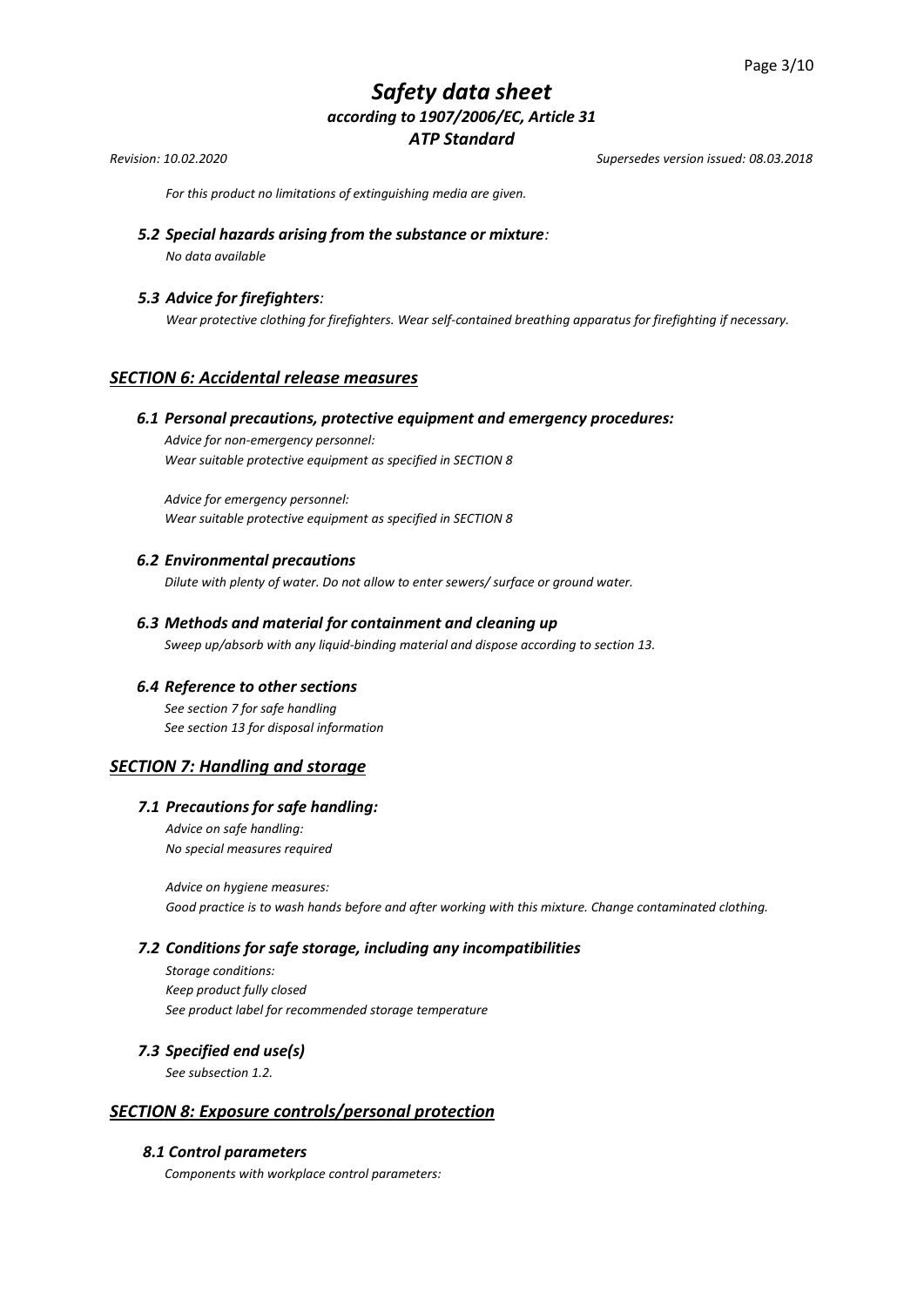*For this product no limitations of extinguishing media are given.*

### *5.2 Special hazards arising from the substance or mixture:*

*No data available*

### *5.3 Advice for firefighters:*

*Wear protective clothing for firefighters. Wear self-contained breathing apparatus for firefighting if necessary.*

## *SECTION 6: Accidental release measures*

### *6.1 Personal precautions, protective equipment and emergency procedures:*

*Advice for non-emergency personnel:*
*Wear suitable protective equipment as specified in SECTION 8*

*Advice for emergency personnel:*
*Wear suitable protective equipment as specified in SECTION 8*

### *6.2 Environmental precautions*

*Dilute with plenty of water. Do not allow to enter sewers/ surface or ground water.*

### *6.3 Methods and material for containment and cleaning up*

*Sweep up/absorb with any liquid-binding material and dispose according to section 13.*

### *6.4 Reference to other sections*

*See section 7 for safe handling*
*See section 13 for disposal information*

## *SECTION 7: Handling and storage*

### *7.1 Precautions for safe handling:*

*Advice on safe handling:*
*No special measures required*

*Advice on hygiene measures:*
*Good practice is to wash hands before and after working with this mixture. Change contaminated clothing.*

### *7.2 Conditions for safe storage, including any incompatibilities*

*Storage conditions:*
*Keep product fully closed*
*See product label for recommended storage temperature*

### *7.3 Specified end use(s)*

*See subsection 1.2.*

## *SECTION 8: Exposure controls/personal protection*

### *8.1 Control parameters*

*Components with workplace control parameters:*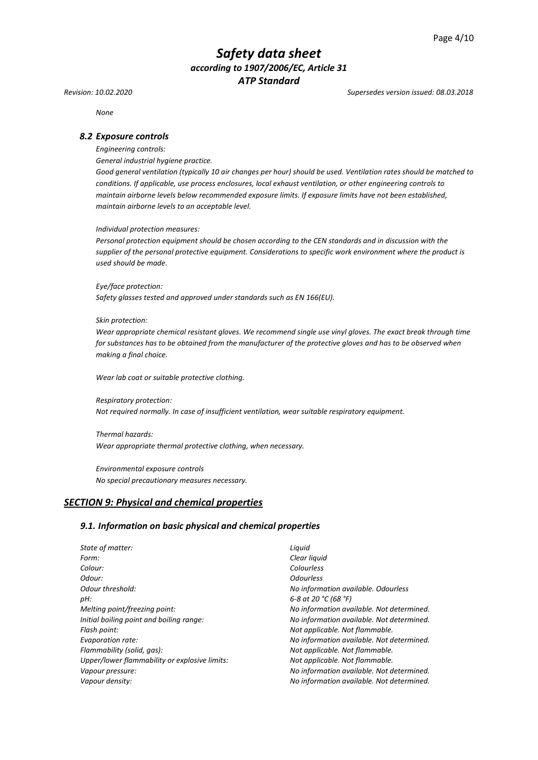*None*

### *8.2 Exposure controls*

*Engineering controls:*

*General industrial hygiene practice.*

*Good general ventilation (typically 10 air changes per hour) should be used. Ventilation rates should be matched to conditions. If applicable, use process enclosures, local exhaust ventilation, or other engineering controls to maintain airborne levels below recommended exposure limits. If exposure limits have not been established, maintain airborne levels to an acceptable level.*

*Individual protection measures:*

*Personal protection equipment should be chosen according to the CEN standards and in discussion with the supplier of the personal protective equipment. Considerations to specific work environment where the product is used should be made.*

*Eye/face protection:*

*Safety glasses tested and approved under standards such as EN 166(EU).*

*Skin protection:*

*Wear appropriate chemical resistant gloves. We recommend single use vinyl gloves. The exact break through time for substances has to be obtained from the manufacturer of the protective gloves and has to be observed when making a final choice.*

*Wear lab coat or suitable protective clothing.*

*Respiratory protection:*

*Not required normally. In case of insufficient ventilation, wear suitable respiratory equipment.*

*Thermal hazards:*

*Wear appropriate thermal protective clothing, when necessary.*

*Environmental exposure controls*

*No special precautionary measures necessary.*

## ***SECTION 9: Physical and chemical properties***

### *9.1. Information on basic physical and chemical properties*

| | |
|---|---|
| *State of matter:* | *Liquid* |
| *Form:* | *Clear liquid* |
| *Colour:* | *Colourless* |
| *Odour:* | *Odourless* |
| *Odour threshold:* | *No information available. Odourless* |
| *pH:* | *6-8 at 20 °C (68 °F)* |
| *Melting point/freezing point:* | *No information available. Not determined.* |
| *Initial boiling point and boiling range:* | *No information available. Not determined.* |
| *Flash point:* | *Not applicable. Not flammable.* |
| *Evaporation rate:* | *No information available. Not determined.* |
| *Flammability (solid, gas):* | *Not applicable. Not flammable.* |
| *Upper/lower flammability or explosive limits:* | *Not applicable. Not flammable.* |
| *Vapour pressure:* | *No information available. Not determined.* |
| *Vapour density:* | *No information available. Not determined.* |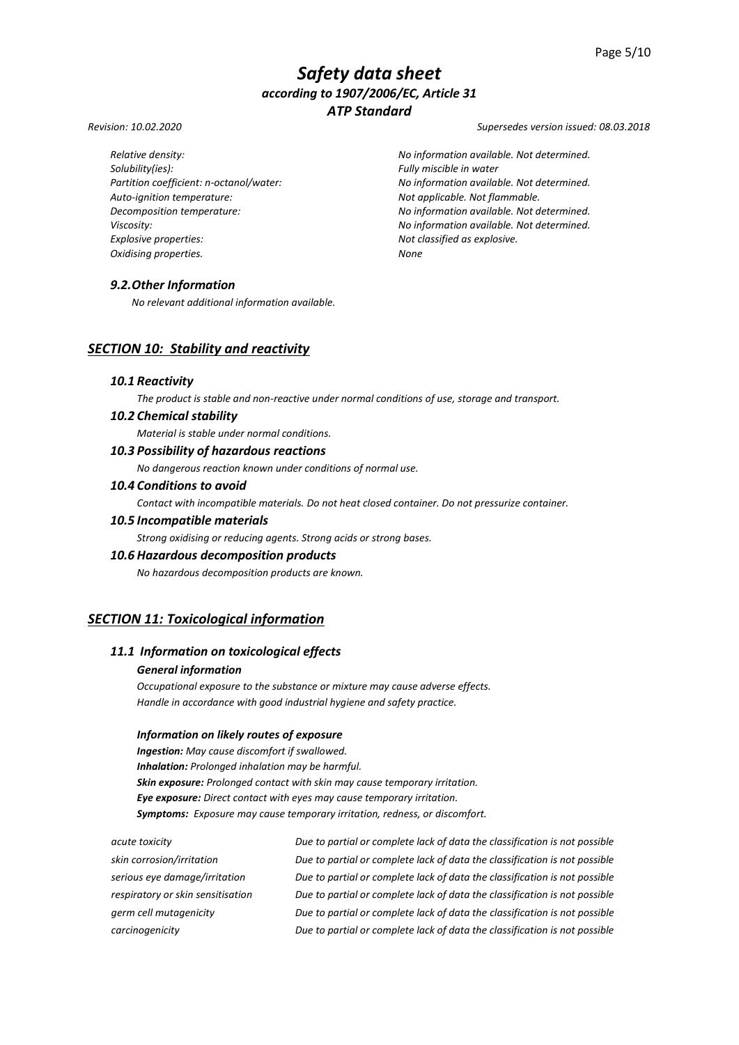*Revision: 10.02.2020* *Supersedes version issued: 08.03.2018*

| | |
|---|---|
| *Relative density:* | *No information available. Not determined.* |
| *Solubility(ies):* | *Fully miscible in water* |
| *Partition coefficient: n-octanol/water:* | *No information available. Not determined.* |
| *Auto-ignition temperature:* | *Not applicable. Not flammable.* |
| *Decomposition temperature:* | *No information available. Not determined.* |
| *Viscosity:* | *No information available. Not determined.* |
| *Explosive properties:* | *Not classified as explosive.* |
| *Oxidising properties.* | *None* |

### *9.2. Other Information*

*No relevant additional information available.*

## *SECTION 10: Stability and reactivity*

### *10.1 Reactivity*

*The product is stable and non-reactive under normal conditions of use, storage and transport.*

### *10.2 Chemical stability*

*Material is stable under normal conditions.*

### *10.3 Possibility of hazardous reactions*

*No dangerous reaction known under conditions of normal use.*

### *10.4 Conditions to avoid*

*Contact with incompatible materials. Do not heat closed container. Do not pressurize container.*

### *10.5 Incompatible materials*

*Strong oxidising or reducing agents. Strong acids or strong bases.*

### *10.6 Hazardous decomposition products*

*No hazardous decomposition products are known.*

## *SECTION 11: Toxicological information*

### *11.1 Information on toxicological effects*

#### *General information*

*Occupational exposure to the substance or mixture may cause adverse effects.*
*Handle in accordance with good industrial hygiene and safety practice.*

#### *Information on likely routes of exposure*

***Ingestion:*** *May cause discomfort if swallowed.*
***Inhalation:*** *Prolonged inhalation may be harmful.*
***Skin exposure:*** *Prolonged contact with skin may cause temporary irritation.*
***Eye exposure:*** *Direct contact with eyes may cause temporary irritation.*
***Symptoms:*** *Exposure may cause temporary irritation, redness, or discomfort.*

| | |
|---|---|
| *acute toxicity* | *Due to partial or complete lack of data the classification is not possible* |
| *skin corrosion/irritation* | *Due to partial or complete lack of data the classification is not possible* |
| *serious eye damage/irritation* | *Due to partial or complete lack of data the classification is not possible* |
| *respiratory or skin sensitisation* | *Due to partial or complete lack of data the classification is not possible* |
| *germ cell mutagenicity* | *Due to partial or complete lack of data the classification is not possible* |
| *carcinogenicity* | *Due to partial or complete lack of data the classification is not possible* |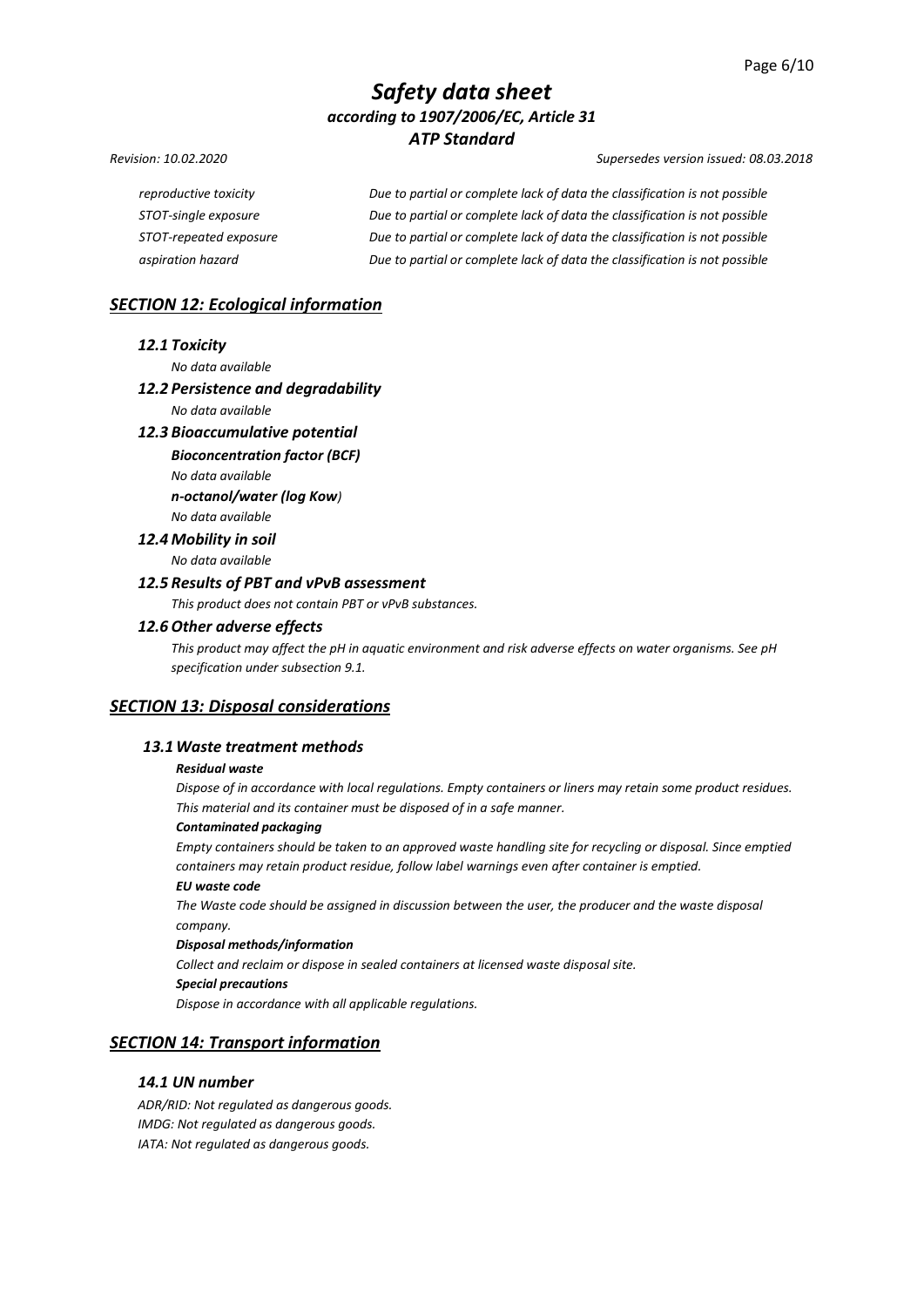| | |
|---|---|
| *reproductive toxicity* | *Due to partial or complete lack of data the classification is not possible* |
| *STOT-single exposure* | *Due to partial or complete lack of data the classification is not possible* |
| *STOT-repeated exposure* | *Due to partial or complete lack of data the classification is not possible* |
| *aspiration hazard* | *Due to partial or complete lack of data the classification is not possible* |

## *SECTION 12: Ecological information*

### *12.1 Toxicity*

*No data available*

### *12.2 Persistence and degradability*

*No data available*

### *12.3 Bioaccumulative potential*

***Bioconcentration factor (BCF)***

*No data available*

***n-octanol/water (log Kow)***

*No data available*

### *12.4 Mobility in soil*

*No data available*

### *12.5 Results of PBT and vPvB assessment*

*This product does not contain PBT or vPvB substances.*

### *12.6 Other adverse effects*

*This product may affect the pH in aquatic environment and risk adverse effects on water organisms. See pH specification under subsection 9.1.*

## *SECTION 13: Disposal considerations*

### *13.1 Waste treatment methods*

***Residual waste***

*Dispose of in accordance with local regulations. Empty containers or liners may retain some product residues. This material and its container must be disposed of in a safe manner.*

***Contaminated packaging***

*Empty containers should be taken to an approved waste handling site for recycling or disposal. Since emptied containers may retain product residue, follow label warnings even after container is emptied.*

***EU waste code***

*The Waste code should be assigned in discussion between the user, the producer and the waste disposal company.*

***Disposal methods/information***

*Collect and reclaim or dispose in sealed containers at licensed waste disposal site.*

***Special precautions***

*Dispose in accordance with all applicable regulations.*

## *SECTION 14: Transport information*

### *14.1 UN number*

*ADR/RID: Not regulated as dangerous goods.*
*IMDG: Not regulated as dangerous goods.*
*IATA: Not regulated as dangerous goods.*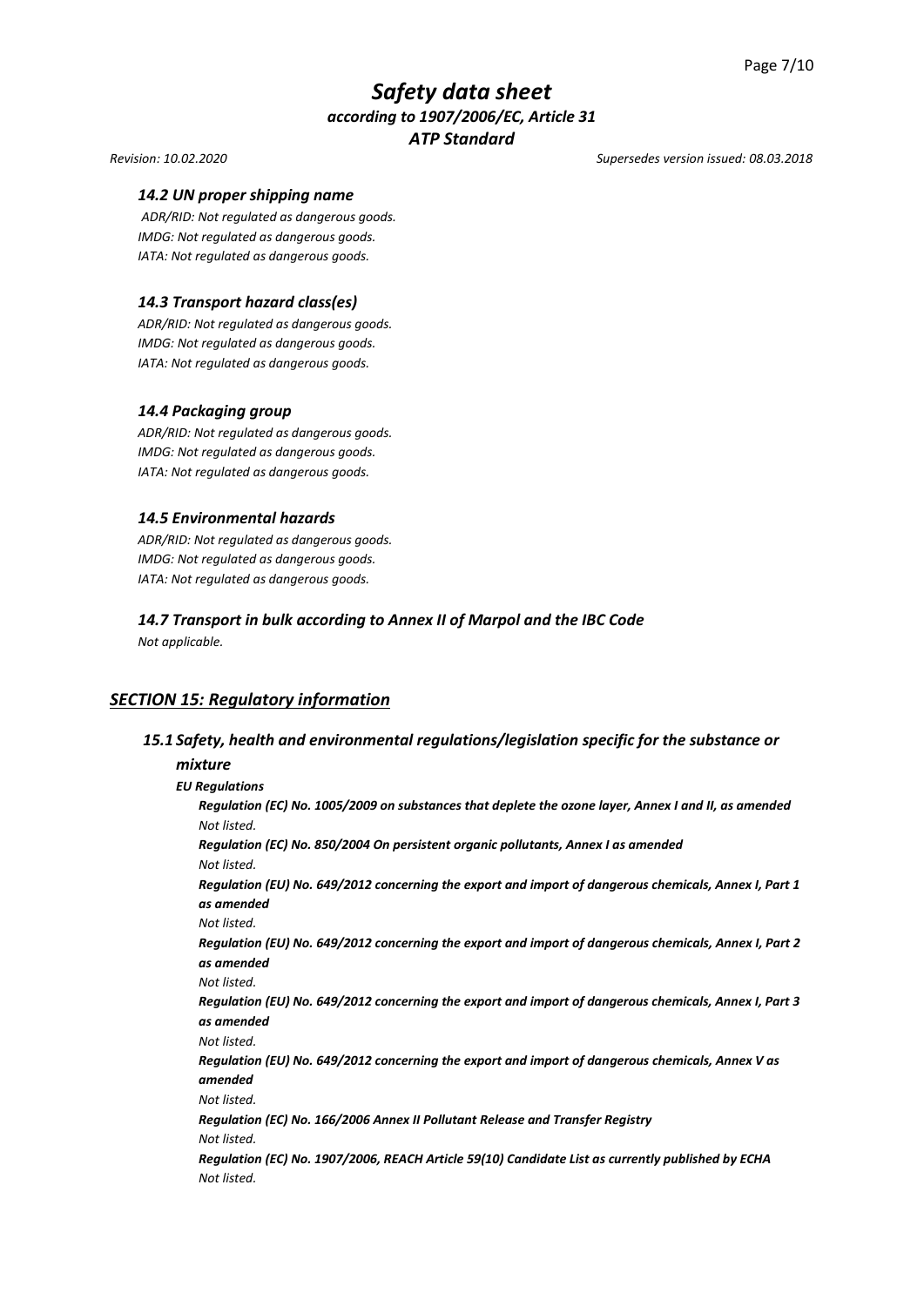### *14.2 UN proper shipping name*

*ADR/RID: Not regulated as dangerous goods.*
*IMDG: Not regulated as dangerous goods.*
*IATA: Not regulated as dangerous goods.*

### *14.3 Transport hazard class(es)*

*ADR/RID: Not regulated as dangerous goods.*
*IMDG: Not regulated as dangerous goods.*
*IATA: Not regulated as dangerous goods.*

### *14.4 Packaging group*

*ADR/RID: Not regulated as dangerous goods.*
*IMDG: Not regulated as dangerous goods.*
*IATA: Not regulated as dangerous goods.*

### *14.5 Environmental hazards*

*ADR/RID: Not regulated as dangerous goods.*
*IMDG: Not regulated as dangerous goods.*
*IATA: Not regulated as dangerous goods.*

### *14.7 Transport in bulk according to Annex II of Marpol and the IBC Code*

*Not applicable.*

## *SECTION 15: Regulatory information*

### *15.1 Safety, health and environmental regulations/legislation specific for the substance or mixture*

***EU Regulations***

***Regulation (EC) No. 1005/2009 on substances that deplete the ozone layer, Annex I and II, as amended***
*Not listed.*

***Regulation (EC) No. 850/2004 On persistent organic pollutants, Annex I as amended***
*Not listed.*

***Regulation (EU) No. 649/2012 concerning the export and import of dangerous chemicals, Annex I, Part 1 as amended***
*Not listed.*

***Regulation (EU) No. 649/2012 concerning the export and import of dangerous chemicals, Annex I, Part 2 as amended***
*Not listed.*

***Regulation (EU) No. 649/2012 concerning the export and import of dangerous chemicals, Annex I, Part 3 as amended***
*Not listed.*

***Regulation (EU) No. 649/2012 concerning the export and import of dangerous chemicals, Annex V as amended***
*Not listed.*

***Regulation (EC) No. 166/2006 Annex II Pollutant Release and Transfer Registry***
*Not listed.*

***Regulation (EC) No. 1907/2006, REACH Article 59(10) Candidate List as currently published by ECHA***
*Not listed.*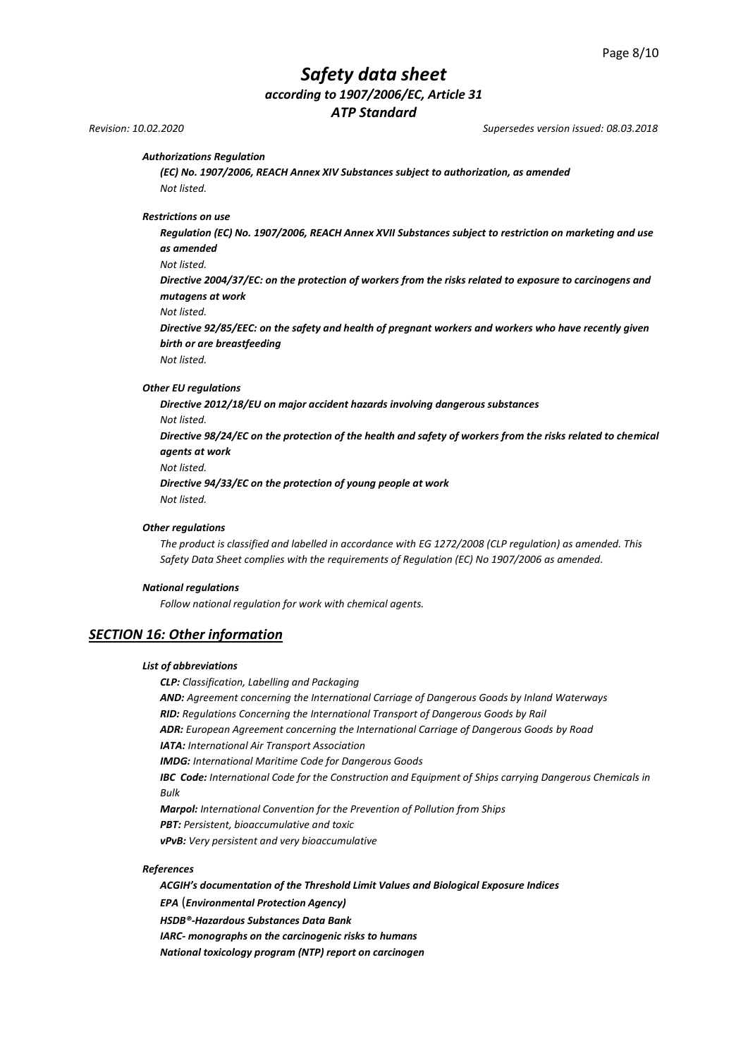*Authorizations Regulation*

***(EC) No. 1907/2006, REACH Annex XIV Substances subject to authorization, as amended***

*Not listed.*

*Restrictions on use*

***Regulation (EC) No. 1907/2006, REACH Annex XVII Substances subject to restriction on marketing and use as amended***

*Not listed.*

***Directive 2004/37/EC: on the protection of workers from the risks related to exposure to carcinogens and mutagens at work***

*Not listed.*

***Directive 92/85/EEC: on the safety and health of pregnant workers and workers who have recently given birth or are breastfeeding***

*Not listed.*

*Other EU regulations*

***Directive 2012/18/EU on major accident hazards involving dangerous substances***

*Not listed.*

***Directive 98/24/EC on the protection of the health and safety of workers from the risks related to chemical agents at work***

*Not listed.*

***Directive 94/33/EC on the protection of young people at work***

*Not listed.*

*Other regulations*

*The product is classified and labelled in accordance with EG 1272/2008 (CLP regulation) as amended. This Safety Data Sheet complies with the requirements of Regulation (EC) No 1907/2006 as amended.*

*National regulations*

*Follow national regulation for work with chemical agents.*

## *SECTION 16: Other information*

*List of abbreviations*

***CLP:*** *Classification, Labelling and Packaging*
***AND:*** *Agreement concerning the International Carriage of Dangerous Goods by Inland Waterways*
***RID:*** *Regulations Concerning the International Transport of Dangerous Goods by Rail*
***ADR:*** *European Agreement concerning the International Carriage of Dangerous Goods by Road*
***IATA:*** *International Air Transport Association*
***IMDG:*** *International Maritime Code for Dangerous Goods*
***IBC Code:*** *International Code for the Construction and Equipment of Ships carrying Dangerous Chemicals in Bulk*
***Marpol:*** *International Convention for the Prevention of Pollution from Ships*
***PBT:*** *Persistent, bioaccumulative and toxic*
***vPvB:*** *Very persistent and very bioaccumulative*

*References*

***ACGIH's documentation of the Threshold Limit Values and Biological Exposure Indices***
***EPA (Environmental Protection Agency)***
***HSDB®-Hazardous Substances Data Bank***
***IARC- monographs on the carcinogenic risks to humans***
***National toxicology program (NTP) report on carcinogen***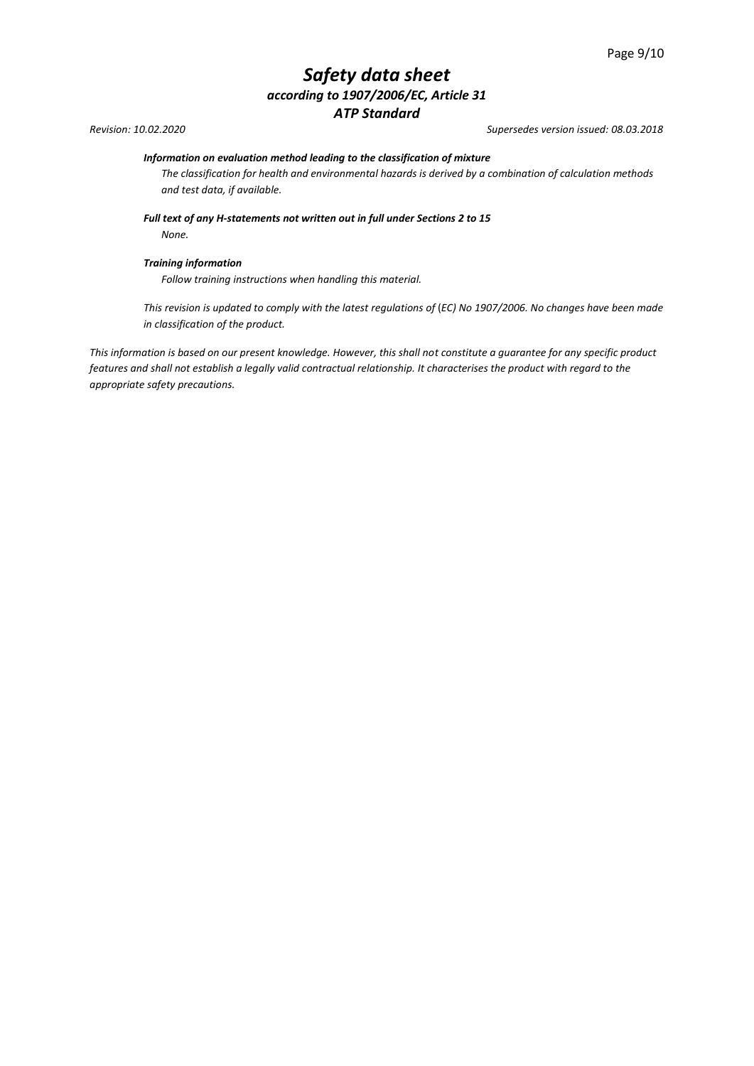***Information on evaluation method leading to the classification of mixture***

*The classification for health and environmental hazards is derived by a combination of calculation methods and test data, if available.*

***Full text of any H-statements not written out in full under Sections 2 to 15***

*None.*

***Training information***

*Follow training instructions when handling this material.*

*This revision is updated to comply with the latest regulations of (EC) No 1907/2006. No changes have been made in classification of the product.*

*This information is based on our present knowledge. However, this shall not constitute a guarantee for any specific product features and shall not establish a legally valid contractual relationship. It characterises the product with regard to the appropriate safety precautions.*